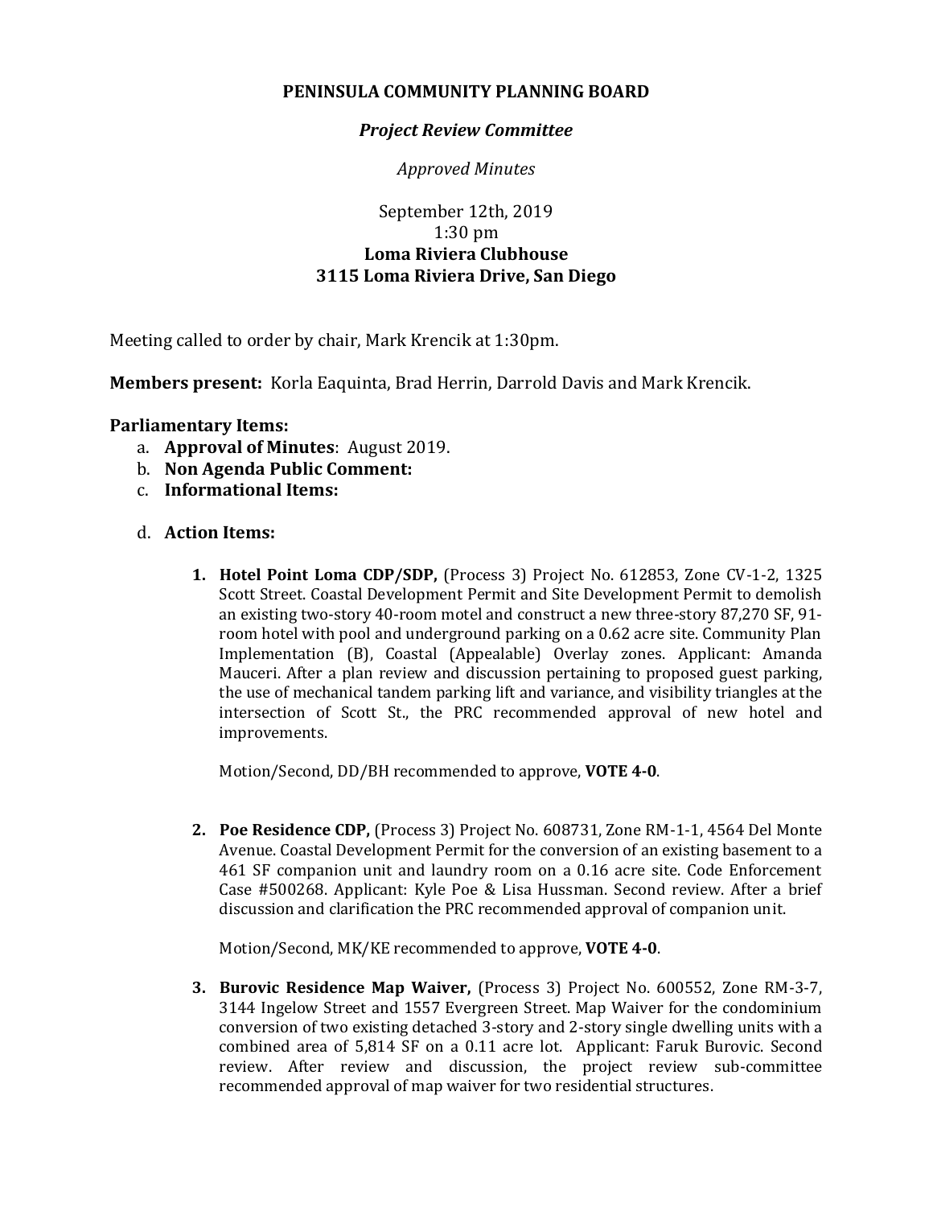# PENINSULA COMMUNITY PLANNING BOARD

## *Project Review Committee*

*Approved Minutes*

September 12th, 2019
1:30 pm
**Loma Riviera Clubhouse**
**3115 Loma Riviera Drive, San Diego**

Meeting called to order by chair, Mark Krencik at 1:30pm.

**Members present:** Korla Eaquinta, Brad Herrin, Darrold Davis and Mark Krencik.

**Parliamentary Items:**

a. **Approval of Minutes**: August 2019.
b. **Non Agenda Public Comment:**
c. **Informational Items:**

d. **Action Items:**

1. **Hotel Point Loma CDP/SDP,** (Process 3) Project No. 612853, Zone CV-1-2, 1325 Scott Street. Coastal Development Permit and Site Development Permit to demolish an existing two-story 40-room motel and construct a new three-story 87,270 SF, 91-room hotel with pool and underground parking on a 0.62 acre site. Community Plan Implementation (B), Coastal (Appealable) Overlay zones. Applicant: Amanda Mauceri. After a plan review and discussion pertaining to proposed guest parking, the use of mechanical tandem parking lift and variance, and visibility triangles at the intersection of Scott St., the PRC recommended approval of new hotel and improvements.

   Motion/Second, DD/BH recommended to approve, **VOTE 4-0**.

2. **Poe Residence CDP,** (Process 3) Project No. 608731, Zone RM-1-1, 4564 Del Monte Avenue. Coastal Development Permit for the conversion of an existing basement to a 461 SF companion unit and laundry room on a 0.16 acre site. Code Enforcement Case #500268. Applicant: Kyle Poe & Lisa Hussman. Second review. After a brief discussion and clarification the PRC recommended approval of companion unit.

   Motion/Second, MK/KE recommended to approve, **VOTE 4-0**.

3. **Burovic Residence Map Waiver,** (Process 3) Project No. 600552, Zone RM-3-7, 3144 Ingelow Street and 1557 Evergreen Street. Map Waiver for the condominium conversion of two existing detached 3-story and 2-story single dwelling units with a combined area of 5,814 SF on a 0.11 acre lot. Applicant: Faruk Burovic. Second review. After review and discussion, the project review sub-committee recommended approval of map waiver for two residential structures.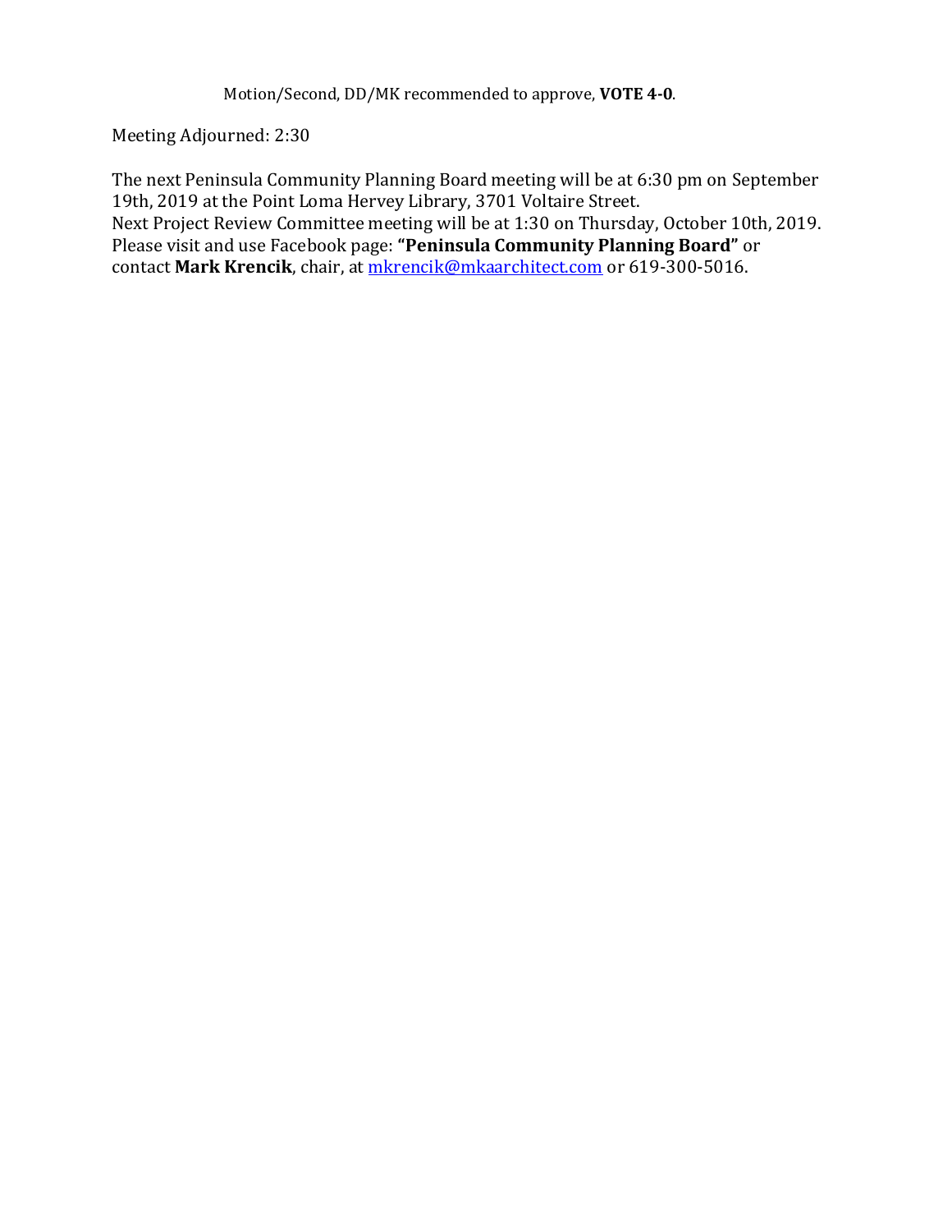Motion/Second, DD/MK recommended to approve, **VOTE 4-0**.

Meeting Adjourned: 2:30

The next Peninsula Community Planning Board meeting will be at 6:30 pm on September 19th, 2019 at the Point Loma Hervey Library, 3701 Voltaire Street.
Next Project Review Committee meeting will be at 1:30 on Thursday, October 10th, 2019.
Please visit and use Facebook page: **"Peninsula Community Planning Board"** or contact **Mark Krencik**, chair, at mkrencik@mkaarchitect.com or 619-300-5016.